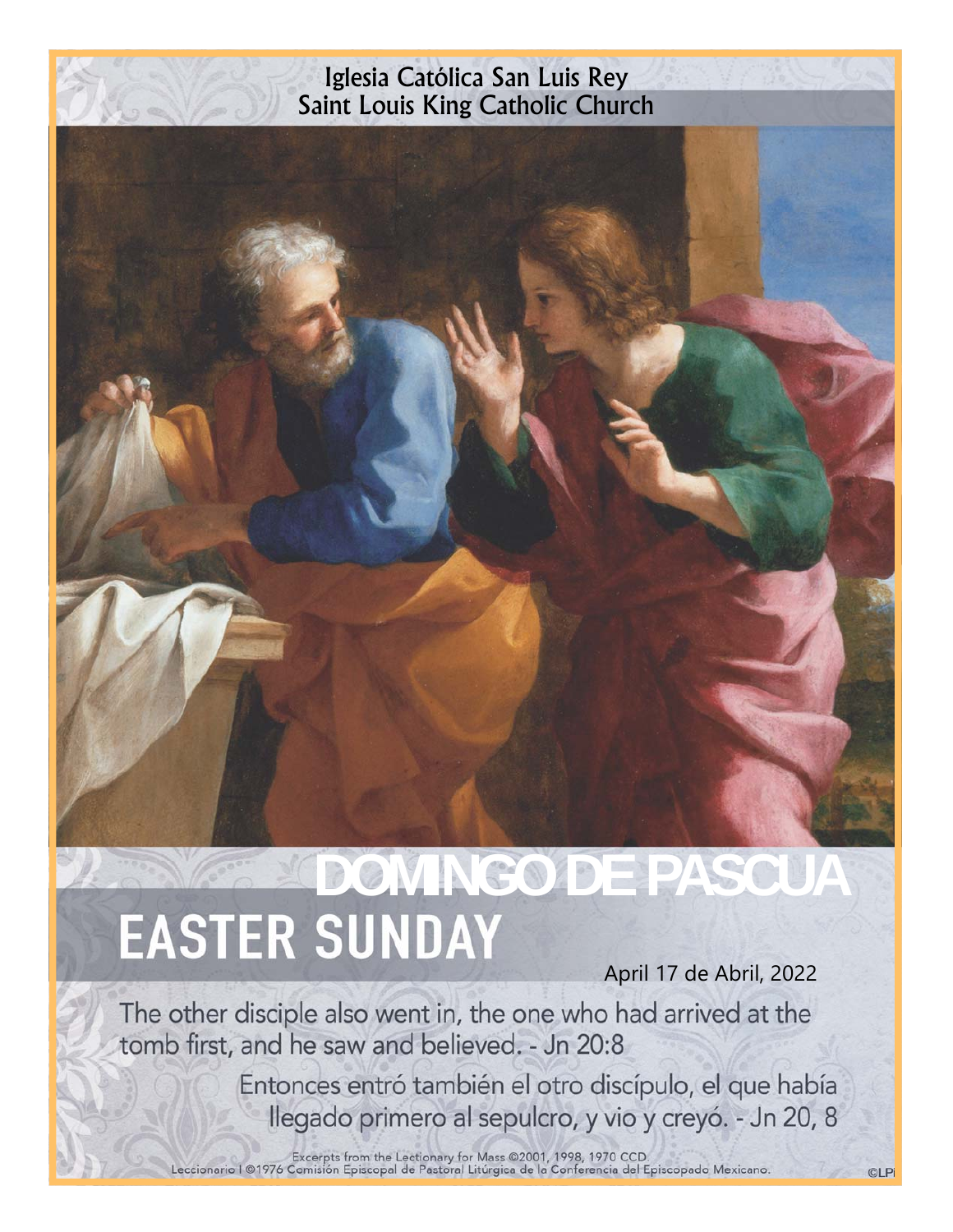Iglesia Católica San Luis Rey
Saint Louis King Catholic Church

# DOMINGO DE PASCUA
# EASTER SUNDAY

April 17 de Abril, 2022

The other disciple also went in, the one who had arrived at the tomb first, and he saw and believed. - Jn 20:8

Entonces entró también el otro discípulo, el que había llegado primero al sepulcro, y vio y creyó. - Jn 20, 8

Excerpts from the Lectionary for Mass ©2001, 1998, 1970 CCD.
Leccionario I ©1976 Comisión Episcopal de Pastoral Litúrgica de la Conferencia del Episcopado Mexicano.

©LPi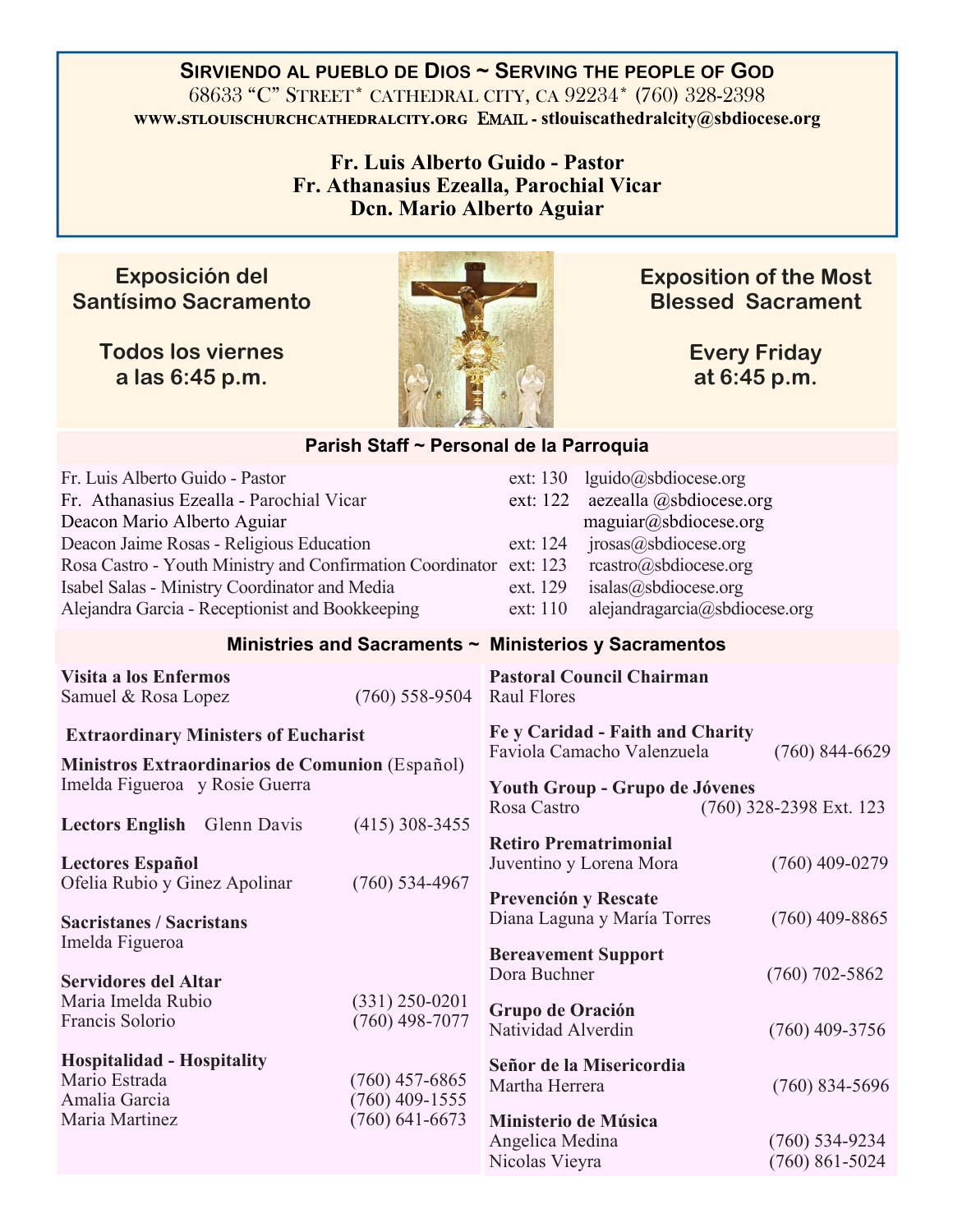**SIRVIENDO AL PUEBLO DE DIOS ~ SERVING THE PEOPLE OF GOD**
68633 "C" STREET* CATHEDRAL CITY, CA 92234* (760) 328-2398
WWW.STLOUISCHURCHCATHEDRALCITY.ORG EMAIL - stlouiscathedralcity@sbdiocese.org

**Fr. Luis Alberto Guido - Pastor**
**Fr. Athanasius Ezealla, Parochial Vicar**
**Dcn. Mario Alberto Aguiar**

## Exposición del Santísimo Sacramento

**Todos los viernes a las 6:45 p.m.**

## Exposition of the Most Blessed Sacrament

**Every Friday at 6:45 p.m.**

## Parish Staff ~ Personal de la Parroquia

| Name | Ext. | Email |
|---|---|---|
| Fr. Luis Alberto Guido - Pastor | ext: 130 | lguido@sbdiocese.org |
| Fr. Athanasius Ezealla - Parochial Vicar | ext: 122 | aezealla @sbdiocese.org |
| Deacon Mario Alberto Aguiar | | maguiar@sbdiocese.org |
| Deacon Jaime Rosas - Religious Education | ext: 124 | jrosas@sbdiocese.org |
| Rosa Castro - Youth Ministry and Confirmation Coordinator | ext: 123 | rcastro@sbdiocese.org |
| Isabel Salas - Ministry Coordinator and Media | ext. 129 | isalas@sbdiocese.org |
| Alejandra Garcia - Receptionist and Bookkeeping | ext: 110 | alejandragarcia@sbdiocese.org |

## Ministries and Sacraments ~ Ministerios y Sacramentos

**Visita a los Enfermos**
Samuel & Rosa Lopez (760) 558-9504

**Extraordinary Ministers of Eucharist**

**Ministros Extraordinarios de Comunion** (Español)
Imelda Figueroa y Rosie Guerra

**Lectors English** Glenn Davis (415) 308-3455

**Lectores Español**
Ofelia Rubio y Ginez Apolinar (760) 534-4967

**Sacristanes / Sacristans**
Imelda Figueroa

**Servidores del Altar**
Maria Imelda Rubio (331) 250-0201
Francis Solorio (760) 498-7077

**Hospitalidad - Hospitality**
Mario Estrada (760) 457-6865
Amalia Garcia (760) 409-1555
Maria Martinez (760) 641-6673

**Pastoral Council Chairman**
Raul Flores

**Fe y Caridad - Faith and Charity**
Faviola Camacho Valenzuela (760) 844-6629

**Youth Group - Grupo de Jóvenes**
Rosa Castro (760) 328-2398 Ext. 123

**Retiro Prematrimonial**
Juventino y Lorena Mora (760) 409-0279

**Prevención y Rescate**
Diana Laguna y María Torres (760) 409-8865

**Bereavement Support**
Dora Buchner (760) 702-5862

**Grupo de Oración**
Natividad Alverdin (760) 409-3756

**Señor de la Misericordia**
Martha Herrera (760) 834-5696

**Ministerio de Música**
Angelica Medina (760) 534-9234
Nicolas Vieyra (760) 861-5024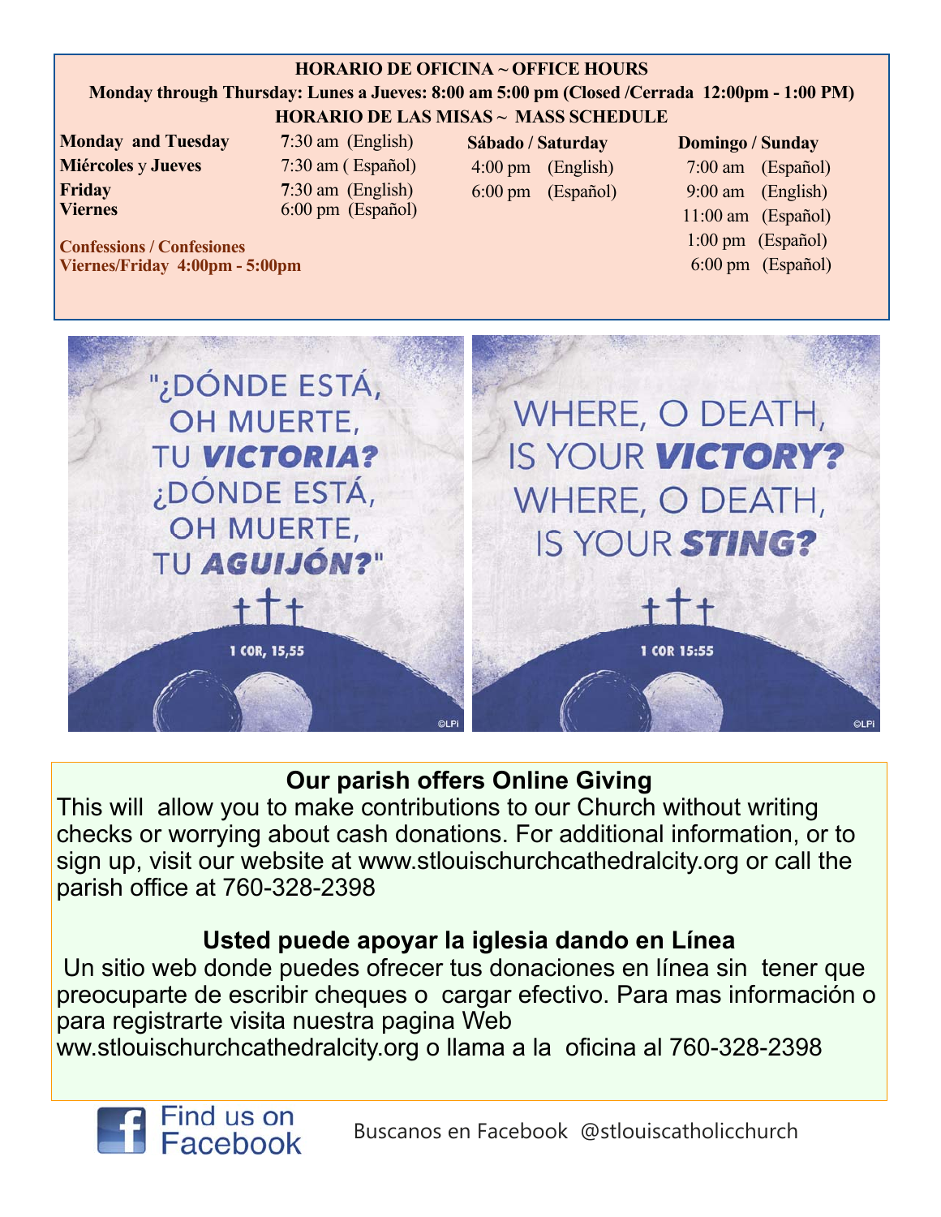**HORARIO DE OFICINA ~ OFFICE HOURS**

**Monday through Thursday: Lunes a Jueves: 8:00 am 5:00 pm (Closed /Cerrada 12:00pm - 1:00 PM)**

**HORARIO DE LAS MISAS ~ MASS SCHEDULE**

**Monday and Tuesday** 7:30 am (English)
**Miércoles** y **Jueves** 7:30 am ( Español)
**Friday** 7:30 am (English)
**Viernes** 6:00 pm (Español)

**Sábado / Saturday**
4:00 pm (English)
6:00 pm (Español)

**Domingo / Sunday**
7:00 am (Español)
9:00 am (English)
11:00 am (Español)
1:00 pm (Español)
6:00 pm (Español)

**Confessions / Confesiones**
**Viernes/Friday 4:00pm - 5:00pm**

"¿DÓNDE ESTÁ, OH MUERTE, TU ***VICTORIA?*** ¿DÓNDE ESTÁ, OH MUERTE, TU ***AGUIJÓN?***"
1 COR, 15,55

WHERE, O DEATH, IS YOUR ***VICTORY?*** WHERE, O DEATH, IS YOUR ***STING?***
1 COR 15:55

## Our parish offers Online Giving

This will allow you to make contributions to our Church without writing checks or worrying about cash donations. For additional information, or to sign up, visit our website at www.stlouischurchcathedralcity.org or call the parish office at 760-328-2398

## Usted puede apoyar la iglesia dando en Línea

Un sitio web donde puedes ofrecer tus donaciones en línea sin tener que preocuparte de escribir cheques o cargar efectivo. Para mas información o para registrarte visita nuestra pagina Web www.stlouischurchcathedralcity.org o llama a la oficina al 760-328-2398

Find us on Facebook

Buscanos en Facebook @stlouiscatholicchurch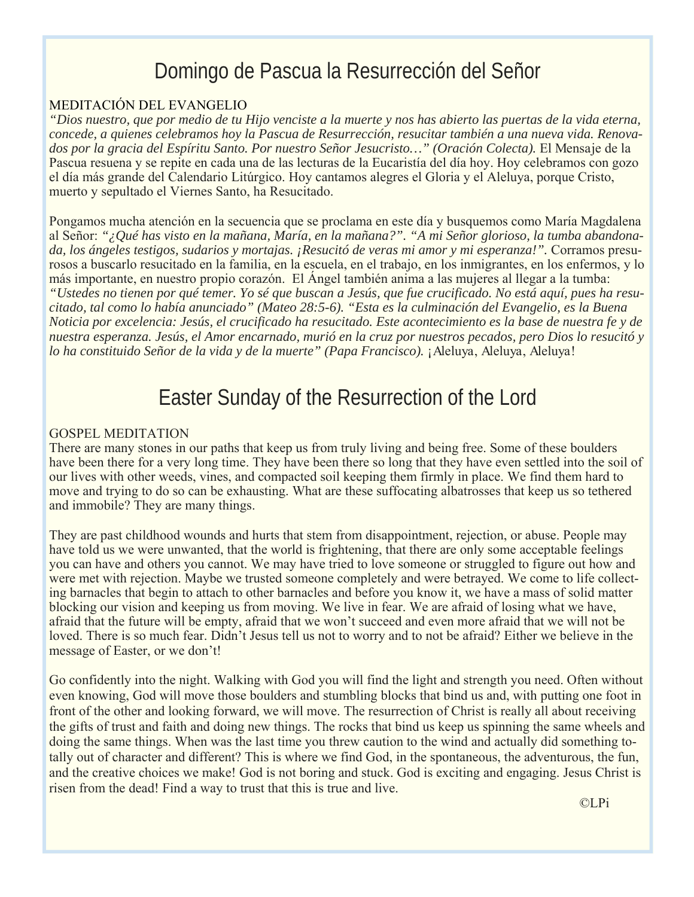# Domingo de Pascua la Resurrección del Señor

MEDITACIÓN DEL EVANGELIO

*"Dios nuestro, que por medio de tu Hijo venciste a la muerte y nos has abierto las puertas de la vida eterna, concede, a quienes celebramos hoy la Pascua de Resurrección, resucitar también a una nueva vida. Renovados por la gracia del Espíritu Santo. Por nuestro Señor Jesucristo…" (Oración Colecta).* El Mensaje de la Pascua resuena y se repite en cada una de las lecturas de la Eucaristía del día hoy. Hoy celebramos con gozo el día más grande del Calendario Litúrgico. Hoy cantamos alegres el Gloria y el Aleluya, porque Cristo, muerto y sepultado el Viernes Santo, ha Resucitado.

Pongamos mucha atención en la secuencia que se proclama en este día y busquemos como María Magdalena al Señor: *"¿Qué has visto en la mañana, María, en la mañana?". "A mi Señor glorioso, la tumba abandonada, los ángeles testigos, sudarios y mortajas. ¡Resucitó de veras mi amor y mi esperanza!".* Corramos presurosos a buscarlo resucitado en la familia, en la escuela, en el trabajo, en los inmigrantes, en los enfermos, y lo más importante, en nuestro propio corazón. El Ángel también anima a las mujeres al llegar a la tumba: *"Ustedes no tienen por qué temer. Yo sé que buscan a Jesús, que fue crucificado. No está aquí, pues ha resucitado, tal como lo había anunciado" (Mateo 28:5-6). "Esta es la culminación del Evangelio, es la Buena Noticia por excelencia: Jesús, el crucificado ha resucitado. Este acontecimiento es la base de nuestra fe y de nuestra esperanza. Jesús, el Amor encarnado, murió en la cruz por nuestros pecados, pero Dios lo resucitó y lo ha constituido Señor de la vida y de la muerte" (Papa Francisco).* ¡Aleluya, Aleluya, Aleluya!

# Easter Sunday of the Resurrection of the Lord

GOSPEL MEDITATION

There are many stones in our paths that keep us from truly living and being free. Some of these boulders have been there for a very long time. They have been there so long that they have even settled into the soil of our lives with other weeds, vines, and compacted soil keeping them firmly in place. We find them hard to move and trying to do so can be exhausting. What are these suffocating albatrosses that keep us so tethered and immobile? They are many things.

They are past childhood wounds and hurts that stem from disappointment, rejection, or abuse. People may have told us we were unwanted, that the world is frightening, that there are only some acceptable feelings you can have and others you cannot. We may have tried to love someone or struggled to figure out how and were met with rejection. Maybe we trusted someone completely and were betrayed. We come to life collecting barnacles that begin to attach to other barnacles and before you know it, we have a mass of solid matter blocking our vision and keeping us from moving. We live in fear. We are afraid of losing what we have, afraid that the future will be empty, afraid that we won't succeed and even more afraid that we will not be loved. There is so much fear. Didn't Jesus tell us not to worry and to not be afraid? Either we believe in the message of Easter, or we don't!

Go confidently into the night. Walking with God you will find the light and strength you need. Often without even knowing, God will move those boulders and stumbling blocks that bind us and, with putting one foot in front of the other and looking forward, we will move. The resurrection of Christ is really all about receiving the gifts of trust and faith and doing new things. The rocks that bind us keep us spinning the same wheels and doing the same things. When was the last time you threw caution to the wind and actually did something totally out of character and different? This is where we find God, in the spontaneous, the adventurous, the fun, and the creative choices we make! God is not boring and stuck. God is exciting and engaging. Jesus Christ is risen from the dead! Find a way to trust that this is true and live.

©LPi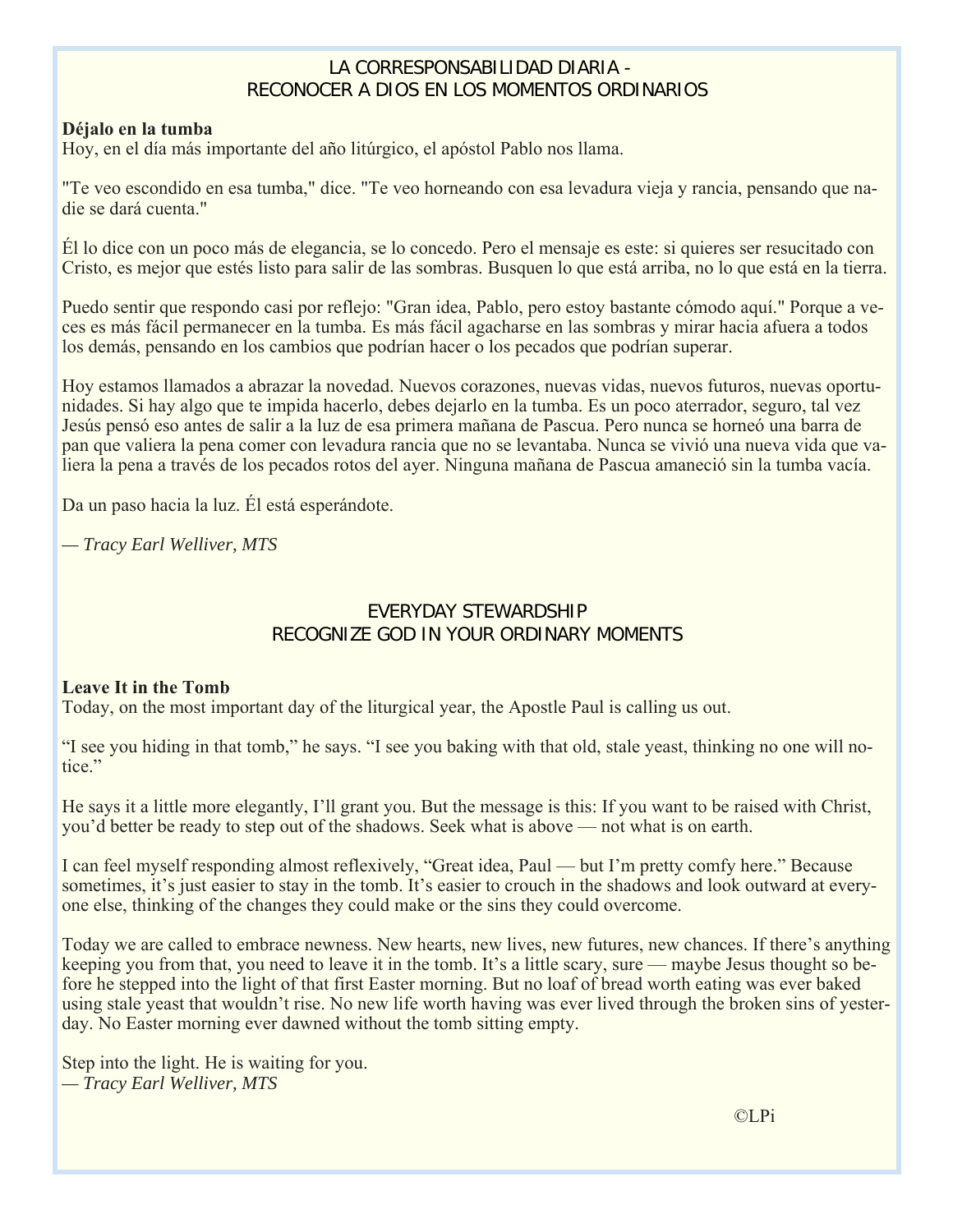## LA CORRESPONSABILIDAD DIARIA - RECONOCER A DIOS EN LOS MOMENTOS ORDINARIOS

**Déjalo en la tumba**

Hoy, en el día más importante del año litúrgico, el apóstol Pablo nos llama.

"Te veo escondido en esa tumba," dice. "Te veo horneando con esa levadura vieja y rancia, pensando que nadie se dará cuenta."

Él lo dice con un poco más de elegancia, se lo concedo. Pero el mensaje es este: si quieres ser resucitado con Cristo, es mejor que estés listo para salir de las sombras. Busquen lo que está arriba, no lo que está en la tierra.

Puedo sentir que respondo casi por reflejo: "Gran idea, Pablo, pero estoy bastante cómodo aquí." Porque a veces es más fácil permanecer en la tumba. Es más fácil agacharse en las sombras y mirar hacia afuera a todos los demás, pensando en los cambios que podrían hacer o los pecados que podrían superar.

Hoy estamos llamados a abrazar la novedad. Nuevos corazones, nuevas vidas, nuevos futuros, nuevas oportunidades. Si hay algo que te impida hacerlo, debes dejarlo en la tumba. Es un poco aterrador, seguro, tal vez Jesús pensó eso antes de salir a la luz de esa primera mañana de Pascua. Pero nunca se horneó una barra de pan que valiera la pena comer con levadura rancia que no se levantaba. Nunca se vivió una nueva vida que valiera la pena a través de los pecados rotos del ayer. Ninguna mañana de Pascua amaneció sin la tumba vacía.

Da un paso hacia la luz. Él está esperándote.

*— Tracy Earl Welliver, MTS*

## EVERYDAY STEWARDSHIP RECOGNIZE GOD IN YOUR ORDINARY MOMENTS

**Leave It in the Tomb**

Today, on the most important day of the liturgical year, the Apostle Paul is calling us out.

"I see you hiding in that tomb," he says. "I see you baking with that old, stale yeast, thinking no one will notice."

He says it a little more elegantly, I'll grant you. But the message is this: If you want to be raised with Christ, you'd better be ready to step out of the shadows. Seek what is above — not what is on earth.

I can feel myself responding almost reflexively, "Great idea, Paul — but I'm pretty comfy here." Because sometimes, it's just easier to stay in the tomb. It's easier to crouch in the shadows and look outward at everyone else, thinking of the changes they could make or the sins they could overcome.

Today we are called to embrace newness. New hearts, new lives, new futures, new chances. If there's anything keeping you from that, you need to leave it in the tomb. It's a little scary, sure — maybe Jesus thought so before he stepped into the light of that first Easter morning. But no loaf of bread worth eating was ever baked using stale yeast that wouldn't rise. No new life worth having was ever lived through the broken sins of yesterday. No Easter morning ever dawned without the tomb sitting empty.

Step into the light. He is waiting for you.

*— Tracy Earl Welliver, MTS*

©LPi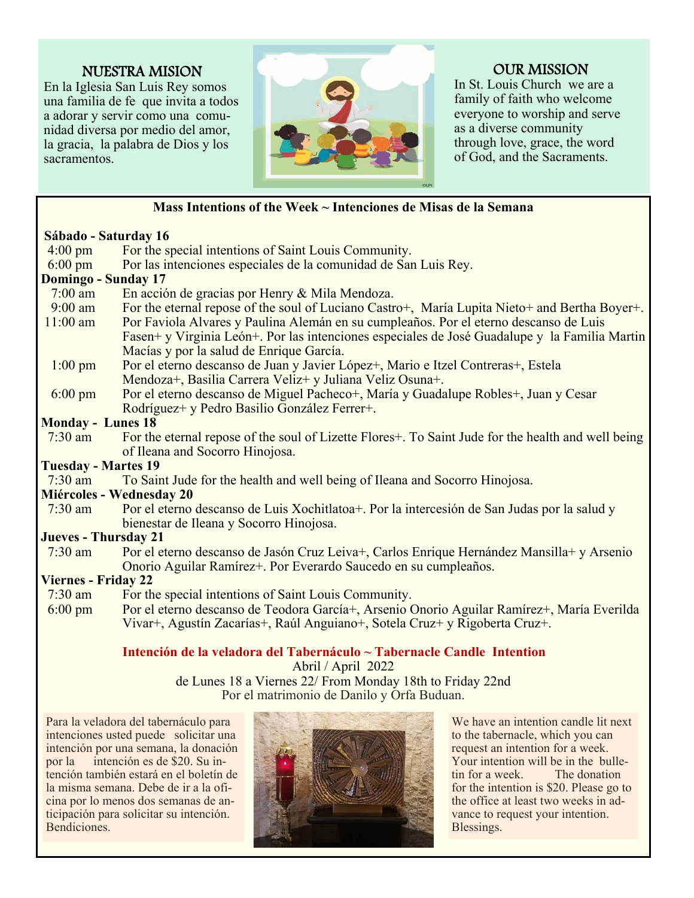## NUESTRA MISION

En la Iglesia San Luis Rey somos una familia de fe que invita a todos a adorar y servir como una comunidad diversa por medio del amor, la gracia, la palabra de Dios y los sacramentos.

## OUR MISSION

In St. Louis Church we are a family of faith who welcome everyone to worship and serve as a diverse community through love, grace, the word of God, and the Sacraments.

### Mass Intentions of the Week ~ Intenciones de Misas de la Semana

**Sábado - Saturday 16**

| | |
|---|---|
| 4:00 pm | For the special intentions of Saint Louis Community. |
| 6:00 pm | Por las intenciones especiales de la comunidad de San Luis Rey. |

**Domingo - Sunday 17**

| | |
|---|---|
| 7:00 am | En acción de gracias por Henry & Mila Mendoza. |
| 9:00 am | For the eternal repose of the soul of Luciano Castro+, María Lupita Nieto+ and Bertha Boyer+. |
| 11:00 am | Por Faviola Alvares y Paulina Alemán en su cumpleaños. Por el eterno descanso de Luis Fasen+ y Virginia León+. Por las intenciones especiales de José Guadalupe y la Familia Martin Macías y por la salud de Enrique García. |
| 1:00 pm | Por el eterno descanso de Juan y Javier López+, Mario e Itzel Contreras+, Estela Mendoza+, Basilia Carrera Veliz+ y Juliana Veliz Osuna+. |
| 6:00 pm | Por el eterno descanso de Miguel Pacheco+, María y Guadalupe Robles+, Juan y Cesar Rodríguez+ y Pedro Basilio González Ferrer+. |

**Monday - Lunes 18**

| | |
|---|---|
| 7:30 am | For the eternal repose of the soul of Lizette Flores+. To Saint Jude for the health and well being of Ileana and Socorro Hinojosa. |

**Tuesday - Martes 19**

| | |
|---|---|
| 7:30 am | To Saint Jude for the health and well being of Ileana and Socorro Hinojosa. |

**Miércoles - Wednesday 20**

| | |
|---|---|
| 7:30 am | Por el eterno descanso de Luis Xochitlatoa+. Por la intercesión de San Judas por la salud y bienestar de Ileana y Socorro Hinojosa. |

**Jueves - Thursday 21**

| | |
|---|---|
| 7:30 am | Por el eterno descanso de Jasón Cruz Leiva+, Carlos Enrique Hernández Mansilla+ y Arsenio Onorio Aguilar Ramírez+. Por Everardo Saucedo en su cumpleaños. |

**Viernes - Friday 22**

| | |
|---|---|
| 7:30 am | For the special intentions of Saint Louis Community. |
| 6:00 pm | Por el eterno descanso de Teodora García+, Arsenio Onorio Aguilar Ramírez+, María Everilda Vivar+, Agustín Zacarías+, Raúl Anguiano+, Sotela Cruz+ y Rigoberta Cruz+. |

### Intención de la veladora del Tabernáculo ~ Tabernacle Candle Intention

Abril / April 2022

de Lunes 18 a Viernes 22/ From Monday 18th to Friday 22nd

Por el matrimonio de Danilo y Orfa Buduan.

Para la veladora del tabernáculo para intenciones usted puede solicitar una intención por una semana, la donación por la intención es de $20. Su intención también estará en el boletín de la misma semana. Debe de ir a la oficina por lo menos dos semanas de anticipación para solicitar su intención. Bendiciones.

We have an intention candle lit next to the tabernacle, which you can request an intention for a week. Your intention will be in the bulletin for a week. The donation for the intention is $20. Please go to the office at least two weeks in advance to request your intention. Blessings.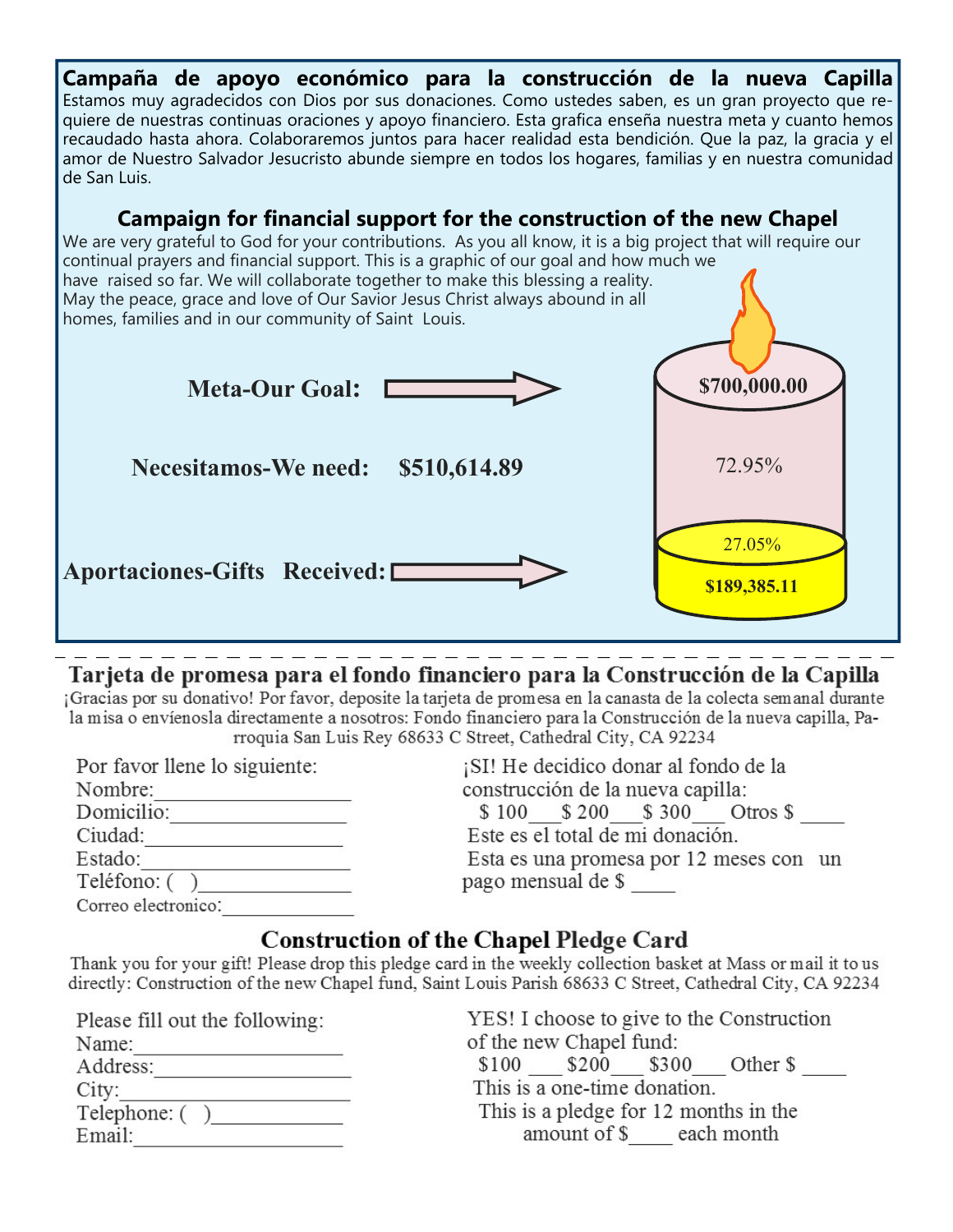## Campaña de apoyo económico para la construcción de la nueva Capilla

Estamos muy agradecidos con Dios por sus donaciones. Como ustedes saben, es un gran proyecto que requiere de nuestras continuas oraciones y apoyo financiero. Esta grafica enseña nuestra meta y cuanto hemos recaudado hasta ahora. Colaboraremos juntos para hacer realidad esta bendición. Que la paz, la gracia y el amor de Nuestro Salvador Jesucristo abunde siempre en todos los hogares, familias y en nuestra comunidad de San Luis.

## Campaign for financial support for the construction of the new Chapel

We are very grateful to God for your contributions. As you all know, it is a big project that will require our continual prayers and financial support. This is a graphic of our goal and how much we have raised so far. We will collaborate together to make this blessing a reality. May the peace, grace and love of Our Savior Jesus Christ always abound in all homes, families and in our community of Saint Louis.

**Meta-Our Goal:**

$700,000.00

**Necesitamos-We need: $510,614.89**

72.95%

27.05%

**Aportaciones-Gifts Received:**

$189,385.11

---

## Tarjeta de promesa para el fondo financiero para la Construcción de la Capilla

¡Gracias por su donativo! Por favor, deposite la tarjeta de promesa en la canasta de la colecta semanal durante la misa o envíenosla directamente a nosotros: Fondo financiero para la Construcción de la nueva capilla, Parroquia San Luis Rey 68633 C Street, Cathedral City, CA 92234

Por favor llene lo siguiente:
Nombre:____________________
Domicilio:__________________
Ciudad:____________________
Estado:_____________________
Teléfono: (  )_______________
Correo electronico:______________

¡SI! He decidico donar al fondo de la construcción de la nueva capilla:
$ 100___$ 200___$ 300___ Otros $ ____
Este es el total de mi donación.
Esta es una promesa por 12 meses con un pago mensual de $ ____

## Construction of the Chapel Pledge Card

Thank you for your gift! Please drop this pledge card in the weekly collection basket at Mass or mail it to us directly: Construction of the new Chapel fund, Saint Louis Parish 68633 C Street, Cathedral City, CA 92234

Please fill out the following:
Name:____________________
Address:__________________
City:_____________________
Telephone: (  )_____________
Email:____________________

YES! I choose to give to the Construction of the new Chapel fund:
$100 ___$200___ $300___ Other $ ____
This is a one-time donation.
This is a pledge for 12 months in the amount of $____ each month